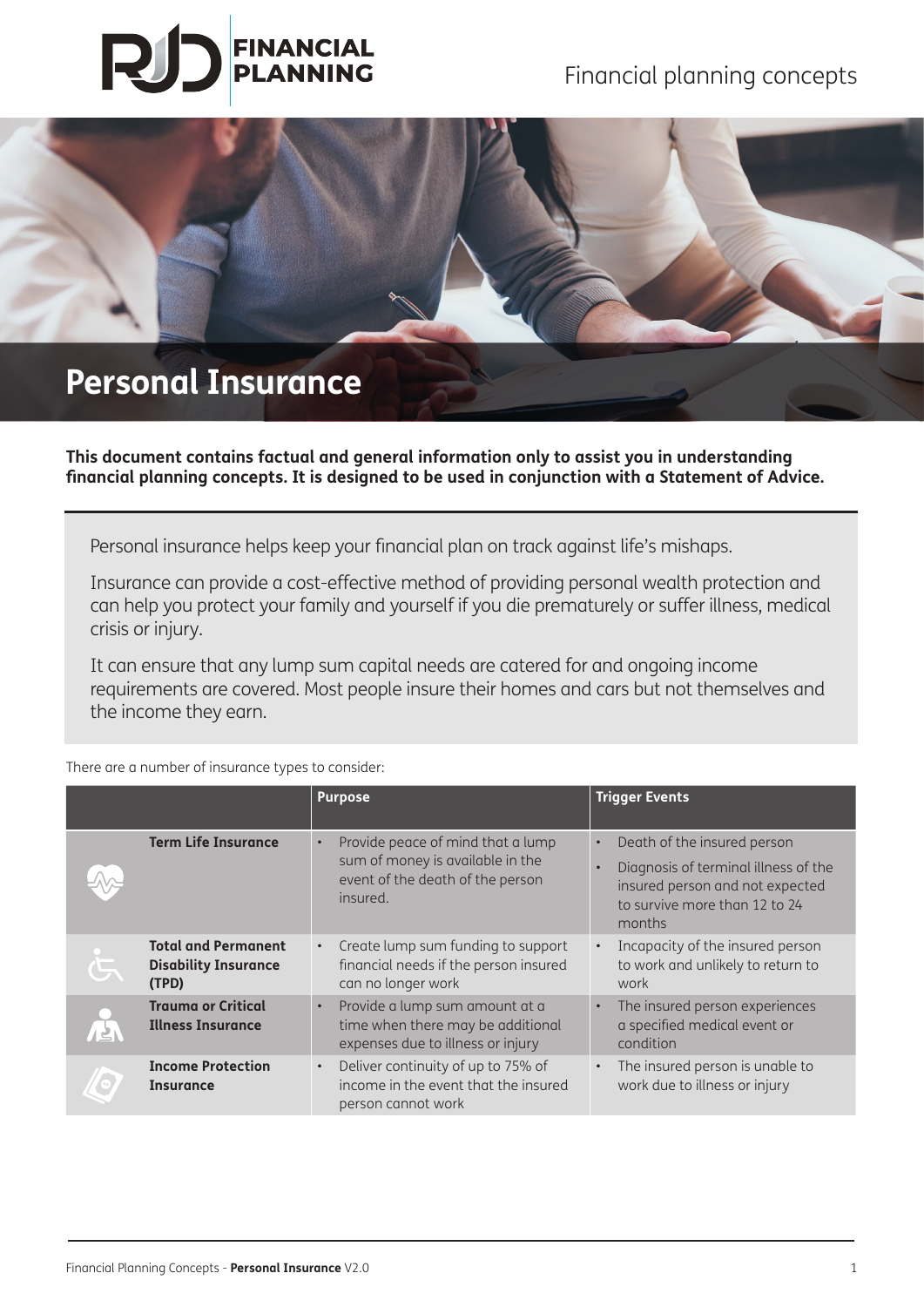# Personal Insurance

**This document contains factual and general information only to assist you in understanding financial planning concepts. It is designed to be used in conjunction with a Statement of Advice.**

Personal insurance helps keep your financial plan on track against life's mishaps.

Insurance can provide a cost-effective method of providing personal wealth protection and can help you protect your family and yourself if you die prematurely or suffer illness, medical crisis or injury.

It can ensure that any lump sum capital needs are catered for and ongoing income requirements are covered. Most people insure their homes and cars but not themselves and the income they earn.

There are a number of insurance types to consider:

| | Purpose | Trigger Events |
|---|---|---|
| **Term Life Insurance** | • Provide peace of mind that a lump sum of money is available in the event of the death of the person insured. | • Death of the insured person<br>• Diagnosis of terminal illness of the insured person and not expected to survive more than 12 to 24 months |
| **Total and Permanent Disability Insurance (TPD)** | • Create lump sum funding to support financial needs if the person insured can no longer work | • Incapacity of the insured person to work and unlikely to return to work |
| **Trauma or Critical Illness Insurance** | • Provide a lump sum amount at a time when there may be additional expenses due to illness or injury | • The insured person experiences a specified medical event or condition |
| **Income Protection Insurance** | • Deliver continuity of up to 75% of income in the event that the insured person cannot work | • The insured person is unable to work due to illness or injury |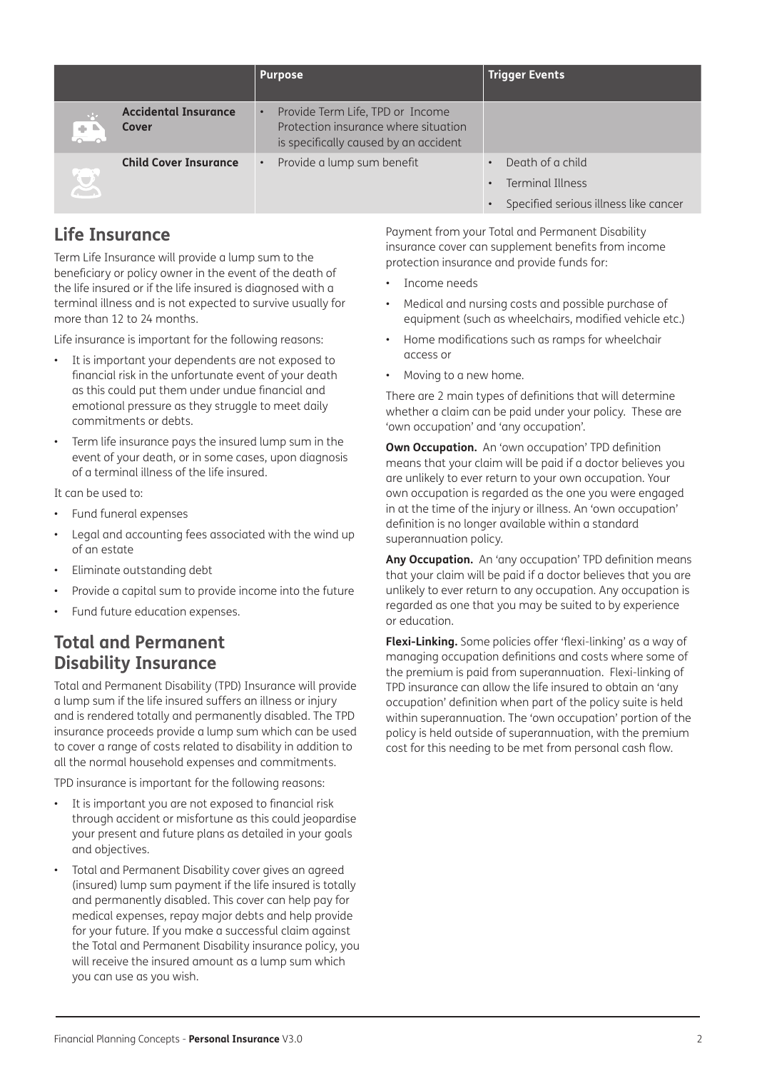| | Purpose | Trigger Events |
|---|---|---|
| **Accidental Insurance Cover** | • Provide Term Life, TPD or Income Protection insurance where situation is specifically caused by an accident | |
| **Child Cover Insurance** | • Provide a lump sum benefit | • Death of a child<br>• Terminal Illness<br>• Specified serious illness like cancer |

## Life Insurance

Term Life Insurance will provide a lump sum to the beneficiary or policy owner in the event of the death of the life insured or if the life insured is diagnosed with a terminal illness and is not expected to survive usually for more than 12 to 24 months.

Life insurance is important for the following reasons:

- It is important your dependents are not exposed to financial risk in the unfortunate event of your death as this could put them under undue financial and emotional pressure as they struggle to meet daily commitments or debts.
- Term life insurance pays the insured lump sum in the event of your death, or in some cases, upon diagnosis of a terminal illness of the life insured.

It can be used to:

- Fund funeral expenses
- Legal and accounting fees associated with the wind up of an estate
- Eliminate outstanding debt
- Provide a capital sum to provide income into the future
- Fund future education expenses.

## Total and Permanent Disability Insurance

Total and Permanent Disability (TPD) Insurance will provide a lump sum if the life insured suffers an illness or injury and is rendered totally and permanently disabled. The TPD insurance proceeds provide a lump sum which can be used to cover a range of costs related to disability in addition to all the normal household expenses and commitments.

TPD insurance is important for the following reasons:

- It is important you are not exposed to financial risk through accident or misfortune as this could jeopardise your present and future plans as detailed in your goals and objectives.
- Total and Permanent Disability cover gives an agreed (insured) lump sum payment if the life insured is totally and permanently disabled. This cover can help pay for medical expenses, repay major debts and help provide for your future. If you make a successful claim against the Total and Permanent Disability insurance policy, you will receive the insured amount as a lump sum which you can use as you wish.

Payment from your Total and Permanent Disability insurance cover can supplement benefits from income protection insurance and provide funds for:

- Income needs
- Medical and nursing costs and possible purchase of equipment (such as wheelchairs, modified vehicle etc.)
- Home modifications such as ramps for wheelchair access or
- Moving to a new home.

There are 2 main types of definitions that will determine whether a claim can be paid under your policy. These are 'own occupation' and 'any occupation'.

**Own Occupation.** An 'own occupation' TPD definition means that your claim will be paid if a doctor believes you are unlikely to ever return to your own occupation. Your own occupation is regarded as the one you were engaged in at the time of the injury or illness. An 'own occupation' definition is no longer available within a standard superannuation policy.

**Any Occupation.** An 'any occupation' TPD definition means that your claim will be paid if a doctor believes that you are unlikely to ever return to any occupation. Any occupation is regarded as one that you may be suited to by experience or education.

**Flexi-Linking.** Some policies offer 'flexi-linking' as a way of managing occupation definitions and costs where some of the premium is paid from superannuation. Flexi-linking of TPD insurance can allow the life insured to obtain an 'any occupation' definition when part of the policy suite is held within superannuation. The 'own occupation' portion of the policy is held outside of superannuation, with the premium cost for this needing to be met from personal cash flow.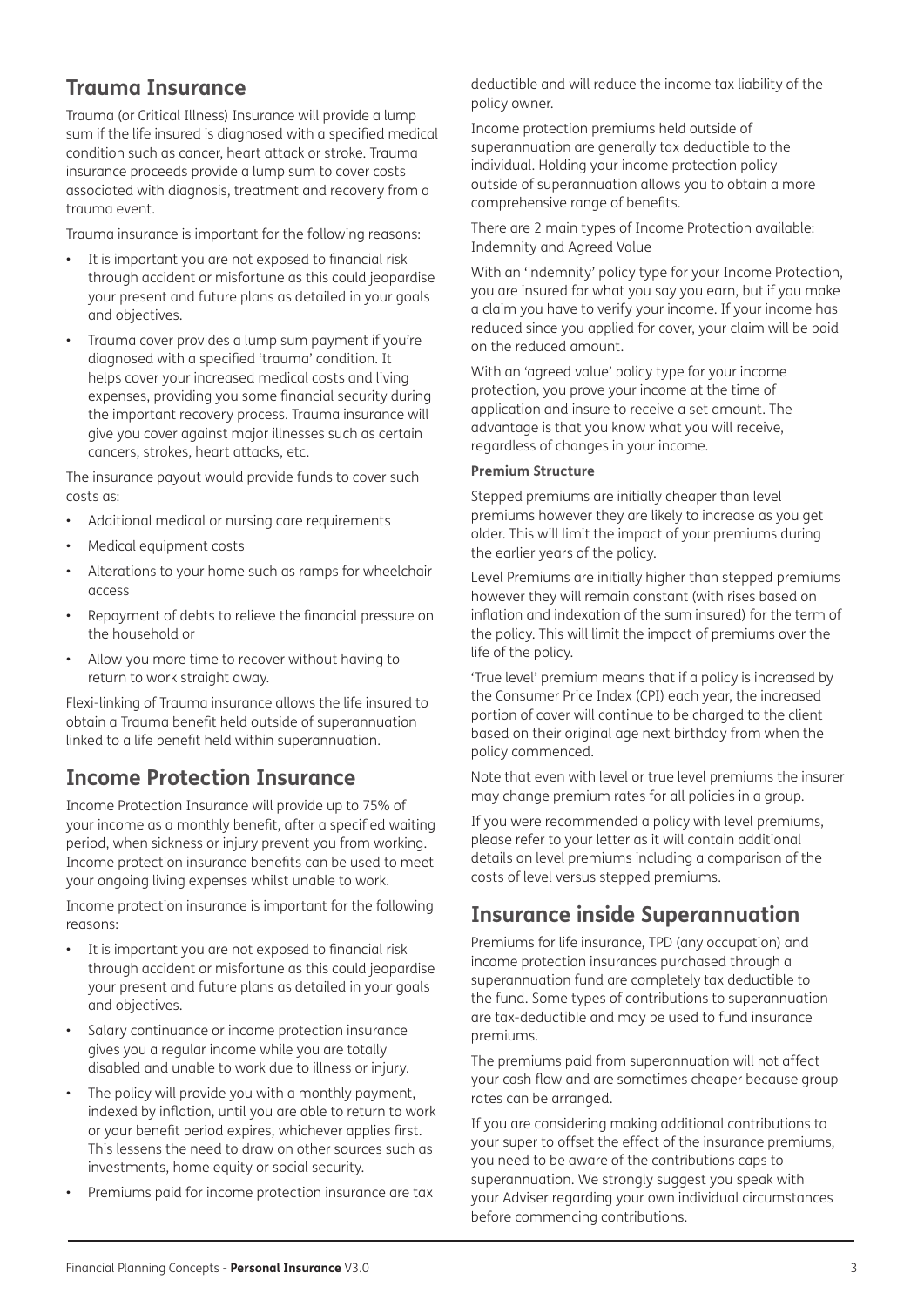## Trauma Insurance

Trauma (or Critical Illness) Insurance will provide a lump sum if the life insured is diagnosed with a specified medical condition such as cancer, heart attack or stroke. Trauma insurance proceeds provide a lump sum to cover costs associated with diagnosis, treatment and recovery from a trauma event.

Trauma insurance is important for the following reasons:

- It is important you are not exposed to financial risk through accident or misfortune as this could jeopardise your present and future plans as detailed in your goals and objectives.
- Trauma cover provides a lump sum payment if you're diagnosed with a specified 'trauma' condition. It helps cover your increased medical costs and living expenses, providing you some financial security during the important recovery process. Trauma insurance will give you cover against major illnesses such as certain cancers, strokes, heart attacks, etc.

The insurance payout would provide funds to cover such costs as:

- Additional medical or nursing care requirements
- Medical equipment costs
- Alterations to your home such as ramps for wheelchair access
- Repayment of debts to relieve the financial pressure on the household or
- Allow you more time to recover without having to return to work straight away.

Flexi-linking of Trauma insurance allows the life insured to obtain a Trauma benefit held outside of superannuation linked to a life benefit held within superannuation.

## Income Protection Insurance

Income Protection Insurance will provide up to 75% of your income as a monthly benefit, after a specified waiting period, when sickness or injury prevent you from working. Income protection insurance benefits can be used to meet your ongoing living expenses whilst unable to work.

Income protection insurance is important for the following reasons:

- It is important you are not exposed to financial risk through accident or misfortune as this could jeopardise your present and future plans as detailed in your goals and objectives.
- Salary continuance or income protection insurance gives you a regular income while you are totally disabled and unable to work due to illness or injury.
- The policy will provide you with a monthly payment, indexed by inflation, until you are able to return to work or your benefit period expires, whichever applies first. This lessens the need to draw on other sources such as investments, home equity or social security.
- Premiums paid for income protection insurance are tax deductible and will reduce the income tax liability of the policy owner.

Income protection premiums held outside of superannuation are generally tax deductible to the individual. Holding your income protection policy outside of superannuation allows you to obtain a more comprehensive range of benefits.

There are 2 main types of Income Protection available: Indemnity and Agreed Value

With an 'indemnity' policy type for your Income Protection, you are insured for what you say you earn, but if you make a claim you have to verify your income. If your income has reduced since you applied for cover, your claim will be paid on the reduced amount.

With an 'agreed value' policy type for your income protection, you prove your income at the time of application and insure to receive a set amount. The advantage is that you know what you will receive, regardless of changes in your income.

**Premium Structure**

Stepped premiums are initially cheaper than level premiums however they are likely to increase as you get older. This will limit the impact of your premiums during the earlier years of the policy.

Level Premiums are initially higher than stepped premiums however they will remain constant (with rises based on inflation and indexation of the sum insured) for the term of the policy. This will limit the impact of premiums over the life of the policy.

'True level' premium means that if a policy is increased by the Consumer Price Index (CPI) each year, the increased portion of cover will continue to be charged to the client based on their original age next birthday from when the policy commenced.

Note that even with level or true level premiums the insurer may change premium rates for all policies in a group.

If you were recommended a policy with level premiums, please refer to your letter as it will contain additional details on level premiums including a comparison of the costs of level versus stepped premiums.

## Insurance inside Superannuation

Premiums for life insurance, TPD (any occupation) and income protection insurances purchased through a superannuation fund are completely tax deductible to the fund. Some types of contributions to superannuation are tax-deductible and may be used to fund insurance premiums.

The premiums paid from superannuation will not affect your cash flow and are sometimes cheaper because group rates can be arranged.

If you are considering making additional contributions to your super to offset the effect of the insurance premiums, you need to be aware of the contributions caps to superannuation. We strongly suggest you speak with your Adviser regarding your own individual circumstances before commencing contributions.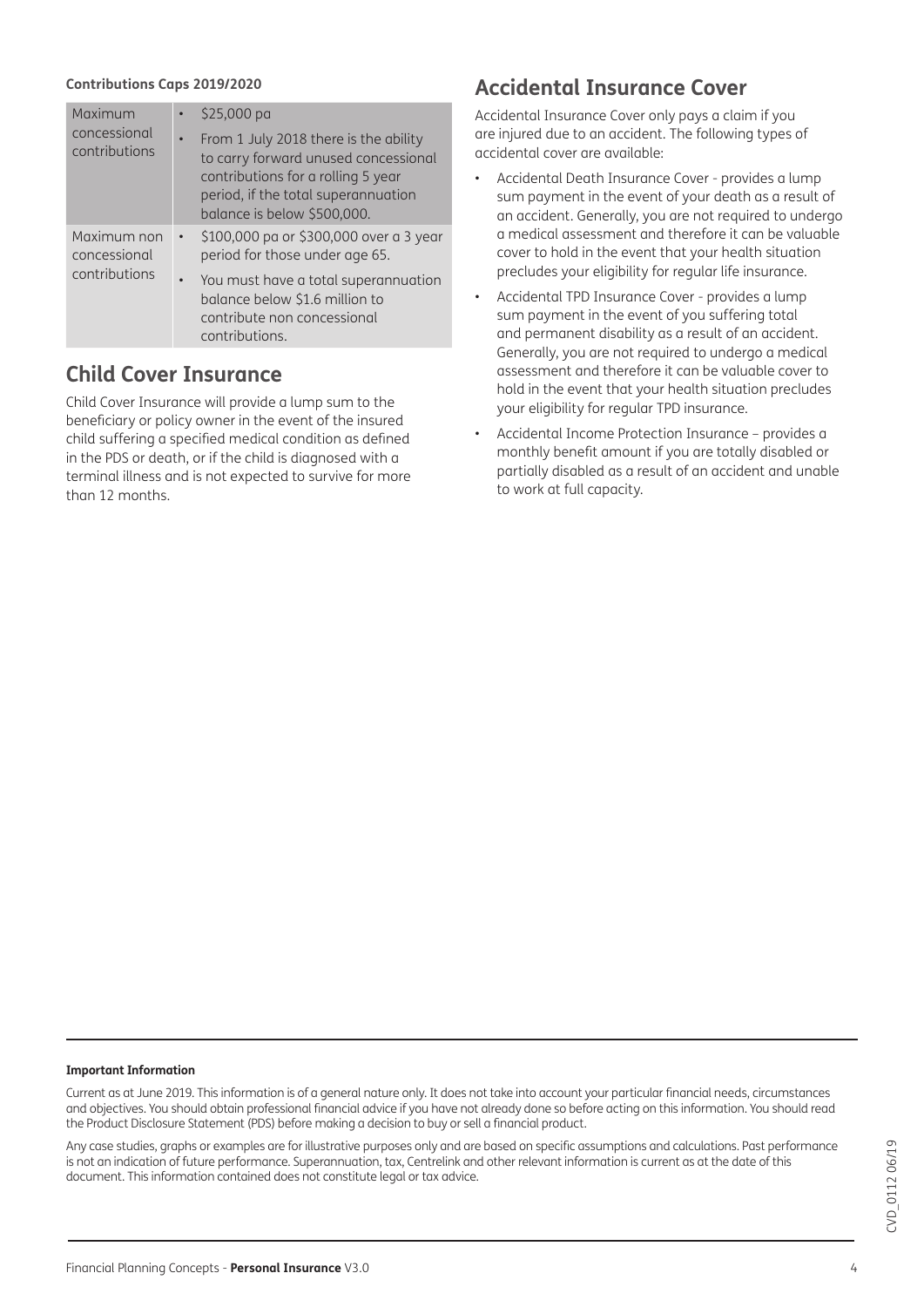**Contributions Caps 2019/2020**

| | |
|---|---|
| Maximum concessional contributions | • $25,000 pa<br>• From 1 July 2018 there is the ability to carry forward unused concessional contributions for a rolling 5 year period, if the total superannuation balance is below $500,000. |
| Maximum non concessional contributions | • $100,000 pa or $300,000 over a 3 year period for those under age 65.<br>• You must have a total superannuation balance below $1.6 million to contribute non concessional contributions. |

## Child Cover Insurance

Child Cover Insurance will provide a lump sum to the beneficiary or policy owner in the event of the insured child suffering a specified medical condition as defined in the PDS or death, or if the child is diagnosed with a terminal illness and is not expected to survive for more than 12 months.

## Accidental Insurance Cover

Accidental Insurance Cover only pays a claim if you are injured due to an accident. The following types of accidental cover are available:

- Accidental Death Insurance Cover - provides a lump sum payment in the event of your death as a result of an accident. Generally, you are not required to undergo a medical assessment and therefore it can be valuable cover to hold in the event that your health situation precludes your eligibility for regular life insurance.
- Accidental TPD Insurance Cover - provides a lump sum payment in the event of you suffering total and permanent disability as a result of an accident. Generally, you are not required to undergo a medical assessment and therefore it can be valuable cover to hold in the event that your health situation precludes your eligibility for regular TPD insurance.
- Accidental Income Protection Insurance – provides a monthly benefit amount if you are totally disabled or partially disabled as a result of an accident and unable to work at full capacity.

**Important Information**

Current as at June 2019. This information is of a general nature only. It does not take into account your particular financial needs, circumstances and objectives. You should obtain professional financial advice if you have not already done so before acting on this information. You should read the Product Disclosure Statement (PDS) before making a decision to buy or sell a financial product.

Any case studies, graphs or examples are for illustrative purposes only and are based on specific assumptions and calculations. Past performance is not an indication of future performance. Superannuation, tax, Centrelink and other relevant information is current as at the date of this document. This information contained does not constitute legal or tax advice.

CVD_0112 06/19